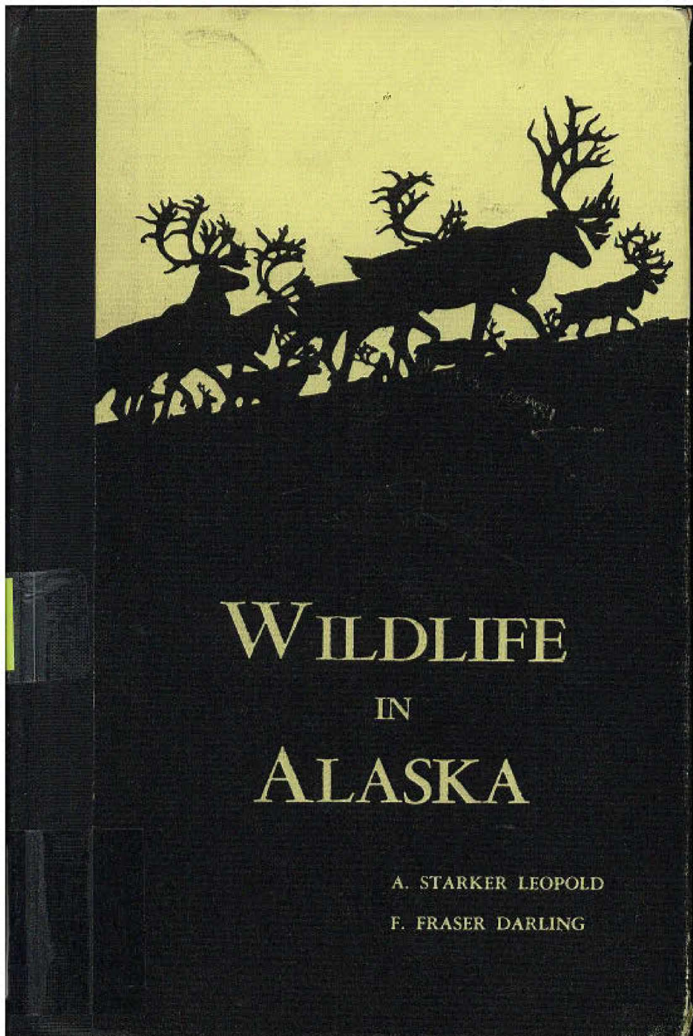# WILDLIFE IN ALASKA

A. STARKER LEOPOLD

F. FRASER DARLING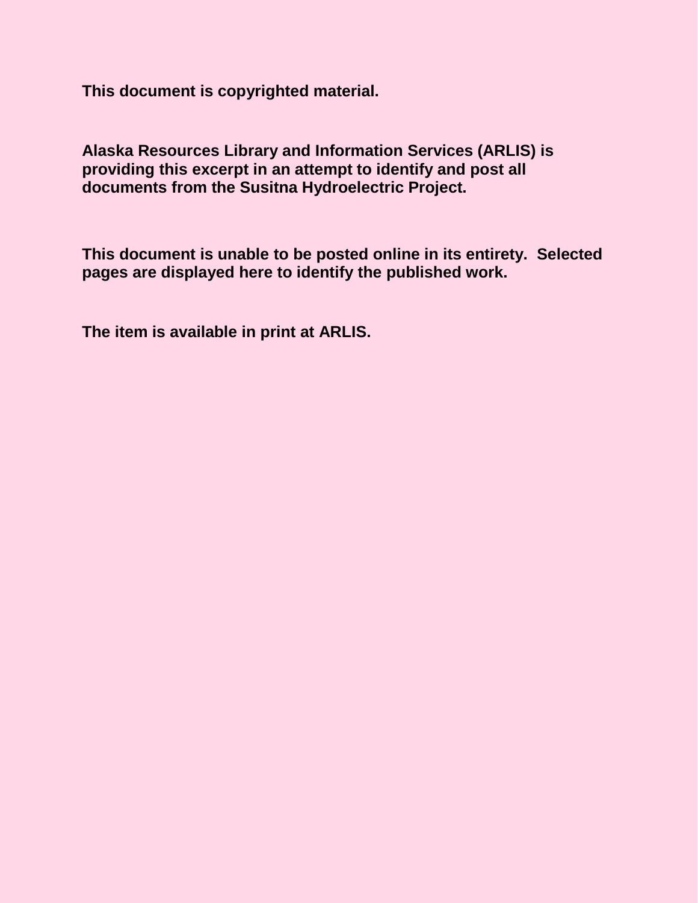**This document is copyrighted material.**

**Alaska Resources Library and Information Services (ARLIS) is providing this excerpt in an attempt to identify and post all documents from the Susitna Hydroelectric Project.**

**This document is unable to be posted online in its entirety. Selected pages are displayed here to identify the published work.**

**The item is available in print at ARLIS.**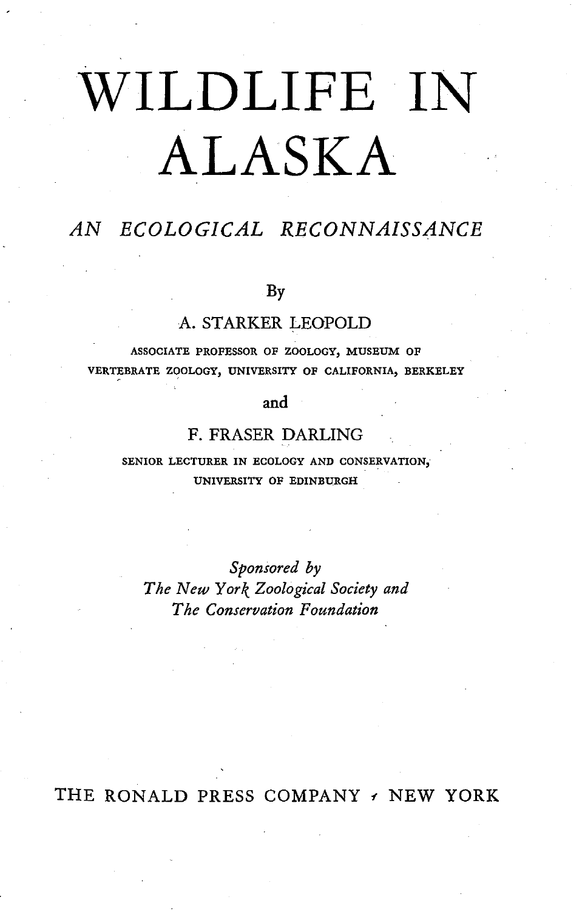# WILDLIFE IN ALASKA

## *AN ECOLOGICAL RECONNAISSANCE*

By

A. STARKER LEOPOLD

ASSOCIATE PROFESSOR OF ZOOLOGY, MUSEUM OF VERTEBRATE ZOOLOGY, UNIVERSITY OF CALIFORNIA, BERKELEY

and

F. FRASER DARLING

SENIOR LECTURER IN ECOLOGY AND CONSERVATION, UNIVERSITY OF EDINBURGH

*Sponsored by*
*The New York Zoological Society and*
*The Conservation Foundation*

THE RONALD PRESS COMPANY · NEW YORK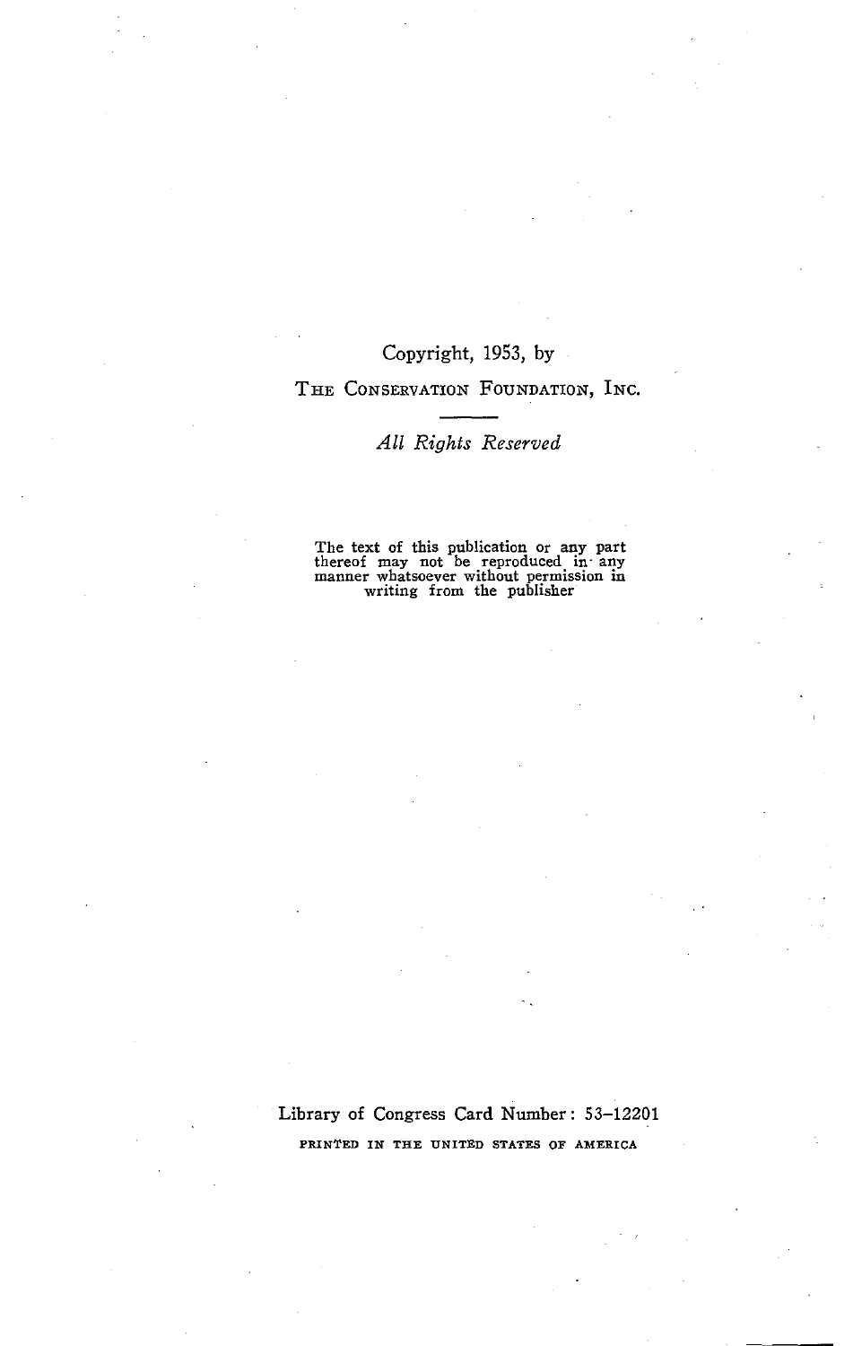Copyright, 1953, by

THE CONSERVATION FOUNDATION, INC.

---

*All Rights Reserved*

The text of this publication or any part thereof may not be reproduced in any manner whatsoever without permission in writing from the publisher

Library of Congress Card Number: 53–12201

PRINTED IN THE UNITED STATES OF AMERICA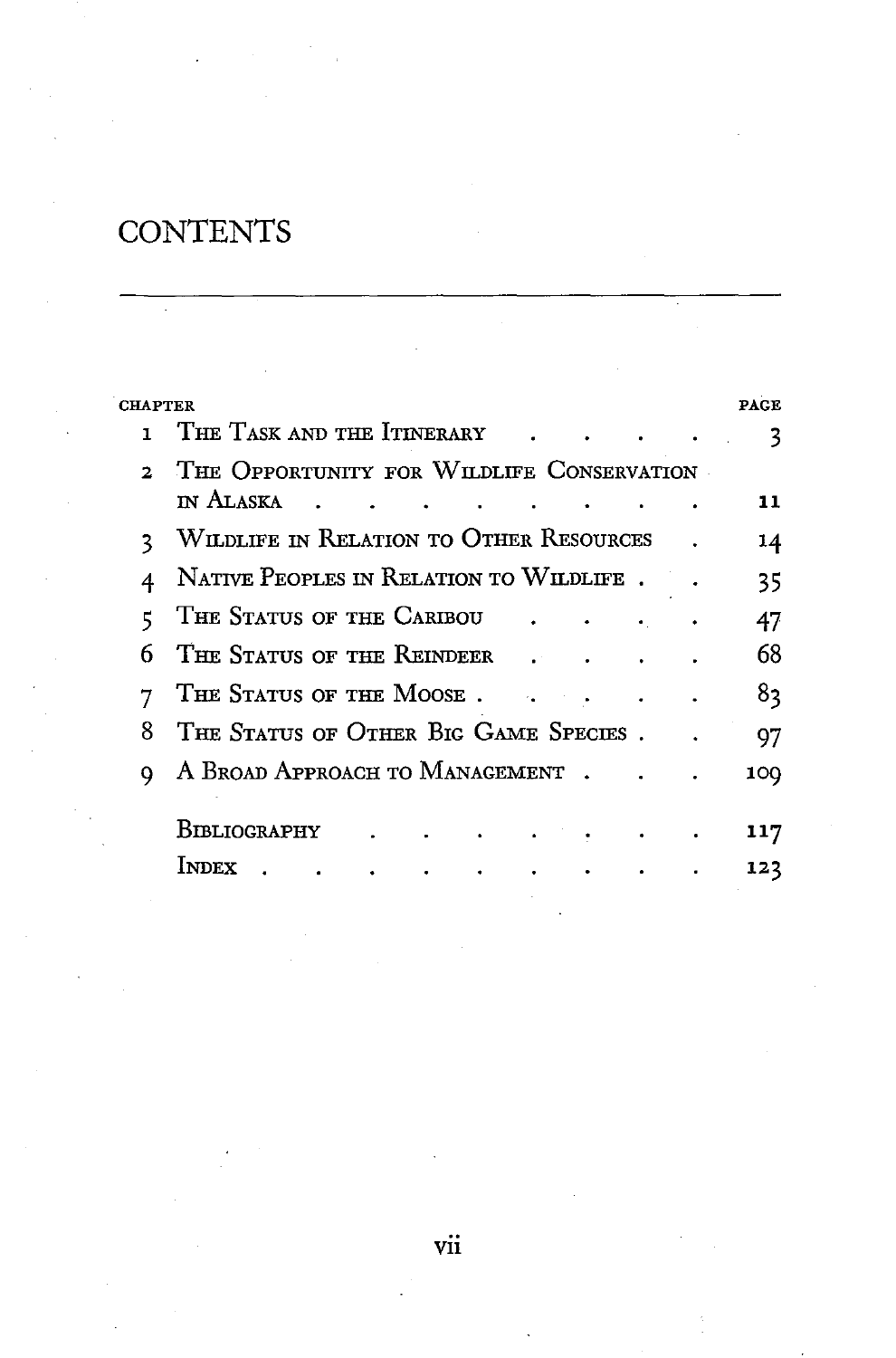# CONTENTS

| CHAPTER | | PAGE |
|---|---|---|
| 1 | The Task and the Itinerary | 3 |
| 2 | The Opportunity for Wildlife Conservation in Alaska | 11 |
| 3 | Wildlife in Relation to Other Resources | 14 |
| 4 | Native Peoples in Relation to Wildlife | 35 |
| 5 | The Status of the Caribou | 47 |
| 6 | The Status of the Reindeer | 68 |
| 7 | The Status of the Moose | 83 |
| 8 | The Status of Other Big Game Species | 97 |
| 9 | A Broad Approach to Management | 109 |
| | Bibliography | 117 |
| | Index | 123 |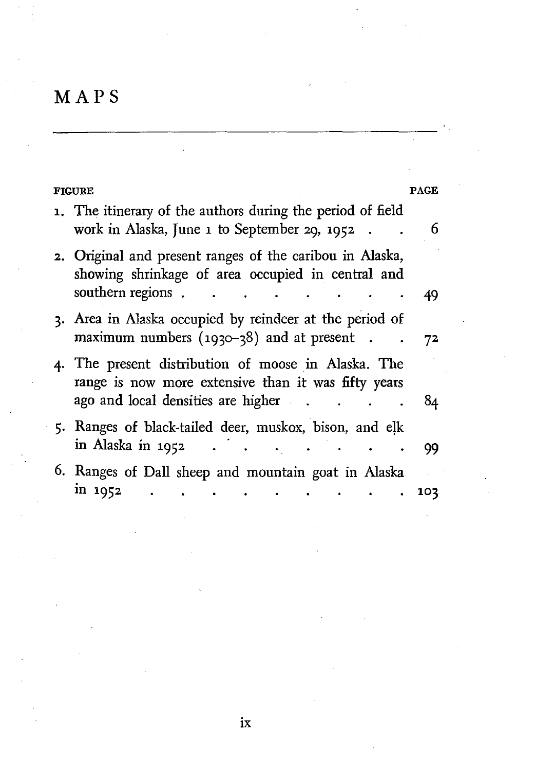# MAPS

| FIGURE | PAGE |
|---|---|
| 1. The itinerary of the authors during the period of field work in Alaska, June 1 to September 29, 1952 | 6 |
| 2. Original and present ranges of the caribou in Alaska, showing shrinkage of area occupied in central and southern regions | 49 |
| 3. Area in Alaska occupied by reindeer at the period of maximum numbers (1930–38) and at present | 72 |
| 4. The present distribution of moose in Alaska. The range is now more extensive than it was fifty years ago and local densities are higher | 84 |
| 5. Ranges of black-tailed deer, muskox, bison, and elk in Alaska in 1952 | 99 |
| 6. Ranges of Dall sheep and mountain goat in Alaska in 1952 | 103 |